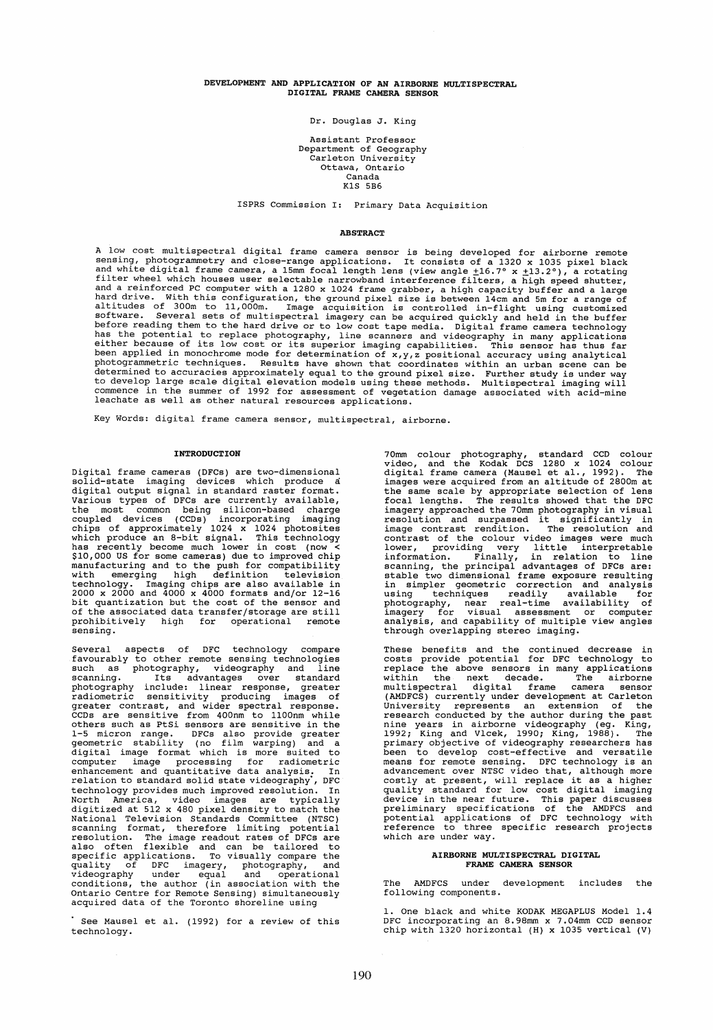# DEVELOPMENT AND APPLICATION OF AN AIRBORNE MULTISPECTRAL DIGITAL FRAME CAMERA SENSOR

Dr. Douglas J. King

Assistant Professor
Department of Geography
Carleton University
Ottawa, Ontario
Canada
K1S 5B6

ISPRS Commission I: Primary Data Acquisition

## ABSTRACT

A low cost multispectral digital frame camera sensor is being developed for airborne remote sensing, photogrammetry and close-range applications. It consists of a 1320 x 1035 pixel black and white digital frame camera, a 15mm focal length lens (view angle ±16.7° x ±13.2°), a rotating filter wheel which houses user selectable narrowband interference filters, a high speed shutter, and a reinforced PC computer with a 1280 x 1024 frame grabber, a high capacity buffer and a large hard drive. With this configuration, the ground pixel size is between 14cm and 5m for a range of altitudes of 300m to 11,000m. Image acquisition is controlled in-flight using customized software. Several sets of multispectral imagery can be acquired quickly and held in the buffer before reading them to the hard drive or to low cost tape media. Digital frame camera technology has the potential to replace photography, line scanners and videography in many applications either because of its low cost or its superior imaging capabilities. This sensor has thus far been applied in monochrome mode for determination of x,y,z positional accuracy using analytical photogrammetric techniques. Results have shown that coordinates within an urban scene can be determined to accuracies approximately equal to the ground pixel size. Further study is under way to develop large scale digital elevation models using these methods. Multispectral imaging will commence in the summer of 1992 for assessment of vegetation damage associated with acid-mine leachate as well as other natural resources applications.

Key Words: digital frame camera sensor, multispectral, airborne.

## INTRODUCTION

Digital frame cameras (DFCs) are two-dimensional solid-state imaging devices which produce a digital output signal in standard raster format. Various types of DFCs are currently available, the most common being silicon-based charge coupled devices (CCDs) incorporating imaging chips of approximately 1024 x 1024 photosites which produce an 8-bit signal. This technology has recently become much lower in cost (now < $10,000 US for some cameras) due to improved chip manufacturing and to the push for compatibility with emerging high definition television technology. Imaging chips are also available in 2000 x 2000 and 4000 x 4000 formats and/or 12-16 bit quantization but the cost of the sensor and of the associated data transfer/storage are still prohibitively high for operational remote sensing.

Several aspects of DFC technology compare favourably to other remote sensing technologies such as photography, videography and line scanning. Its advantages over standard photography include: linear response, greater radiometric sensitivity producing images of greater contrast, and wider spectral response. CCDs are sensitive from 400nm to 1100nm while others such as PtSi sensors are sensitive in the 1-5 micron range. DFCs also provide greater geometric stability (no film warping) and a digital image format which is more suited to computer image processing for radiometric enhancement and quantitative data analysis. In relation to standard solid state videography*, DFC technology provides much improved resolution. In North America, video images are typically digitized at 512 x 480 pixel density to match the National Television Standards Committee (NTSC) scanning format, therefore limiting potential resolution. The image readout rates of DFCs are also often flexible and can be tailored to specific applications. To visually compare the quality of DFC imagery, photography, and videography under equal and operational conditions, the author (in association with the Ontario Centre for Remote Sensing) simultaneously acquired data of the Toronto shoreline using 70mm colour photography, standard CCD colour video, and the Kodak DCS 1280 x 1024 colour digital frame camera (Mausel et al., 1992). The images were acquired from an altitude of 2800m at the same scale by appropriate selection of lens focal lengths. The results showed that the DFC imagery approached the 70mm photography in visual resolution and surpassed it significantly in image contrast rendition. The resolution and contrast of the colour video images were much lower, providing very little interpretable information. Finally, in relation to line scanning, the principal advantages of DFCs are: stable two dimensional frame exposure resulting in simpler geometric correction and analysis using techniques readily available for photography, near real-time availability of imagery for visual assessment or computer analysis, and capability of multiple view angles through overlapping stereo imaging.

* See Mausel et al. (1992) for a review of this technology.

These benefits and the continued decrease in costs provide potential for DFC technology to replace the above sensors in many applications within the next decade. The airborne multispectral digital frame camera sensor (AMDFCS) currently under development at Carleton University represents an extension of the research conducted by the author during the past nine years in airborne videography (eg. King, 1992; King and Vlcek, 1990; King, 1988). The primary objective of videography researchers has been to develop cost-effective and versatile means for remote sensing. DFC technology is an advancement over NTSC video that, although more costly at present, will replace it as a higher quality standard for low cost digital imaging device in the near future. This paper discusses preliminary specifications of the AMDFCS and potential applications of DFC technology with reference to three specific research projects which are under way.

## AIRBORNE MULTISPECTRAL DIGITAL FRAME CAMERA SENSOR

The AMDFCS under development includes the following components.

1. One black and white KODAK MEGAPLUS Model 1.4 DFC incorporating an 8.98mm x 7.04mm CCD sensor chip with 1320 horizontal (H) x 1035 vertical (V)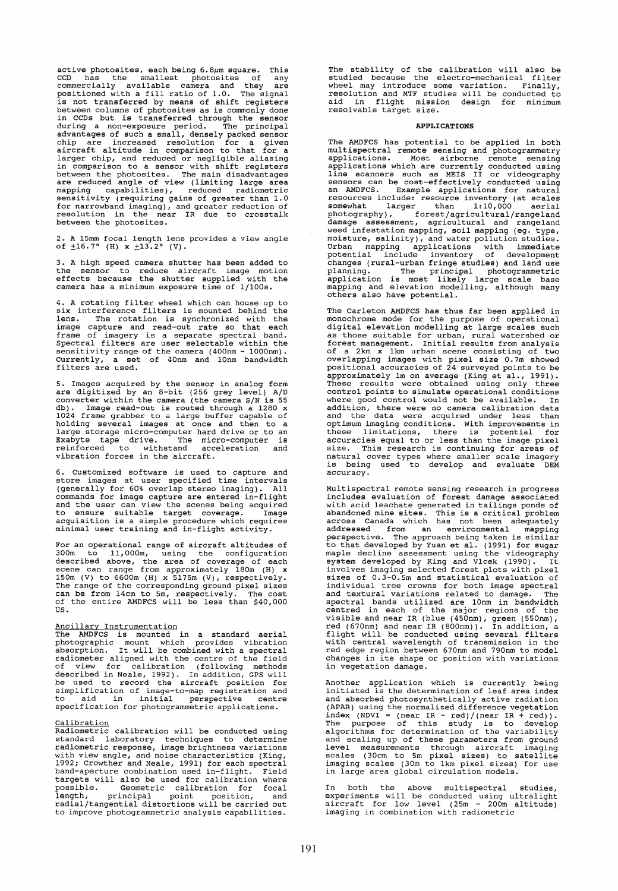active photosites, each being 6.8$\mu$m square. This CCD has the smallest photosites of any commercially available camera and they are positioned with a fill ratio of 1.0. The signal is not transferred by means of shift registers between columns of photosites as is commonly done in CCDs but is transferred through the sensor during a non-exposure period. The principal advantages of such a small, densely packed sensor chip are increased resolution for a given aircraft altitude in comparison to that for a larger chip, and reduced or negligible aliasing in comparison to a sensor with shift registers between the photosites. The main disadvantages are reduced angle of view (limiting large area mapping capabilities), reduced radiometric sensitivity (requiring gains of greater than 1.0 for narrowband imaging), and greater reduction of resolution in the near IR due to crosstalk between the photosites.

2. A 15mm focal length lens provides a view angle of $\pm$16.7° (H) x $\pm$13.2° (V).

3. A high speed camera shutter has been added to the sensor to reduce aircraft image motion effects because the shutter supplied with the camera has a minimum exposure time of 1/100s.

4. A rotating filter wheel which can house up to six interference filters is mounted behind the lens. The rotation is synchronized with the image capture and read-out rate so that each frame of imagery is a separate spectral band. Spectral filters are user selectable within the sensitivity range of the camera (400nm - 1000nm). Currently, a set of 40nm and 10nm bandwidth filters are used.

5. Images acquired by the sensor in analog form are digitized by an 8-bit (256 grey level) A/D converter within the camera (the camera S/N is 55 db). Image read-out is routed through a 1280 x 1024 frame grabber to a large buffer capable of holding several images at once and then to a large storage micro-computer hard drive or to an Exabyte tape drive. The micro-computer is reinforced to withstand acceleration and vibration forces in the aircraft.

6. Customized software is used to capture and store images at user specified time intervals (generally for 60% overlap stereo imaging). All commands for image capture are entered in-flight and the user can view the scenes being acquired to ensure suitable target coverage. Image acquisition is a simple procedure which requires minimal user training and in-flight activity.

For an operational range of aircraft altitudes of 300m to 11,000m, using the configuration described above, the area of coverage of each scene can range from approximately 180m (H) x 150m (V) to 6600m (H) x 5175m (V), respectively. The range of the corresponding ground pixel sizes can be from 14cm to 5m, respectively. The cost of the entire AMDFCS will be less than $40,000 US.

### Ancillary Instrumentation

The AMDFCS is mounted in a standard aerial photographic mount which provides vibration absorption. It will be combined with a spectral radiometer aligned with the centre of the field of view for calibration (following methods described in Neale, 1992). In addition, GPS will be used to record the aircraft position for simplification of image-to-map registration and to aid in initial perspective centre specification for photogrammetric applications.

### Calibration

Radiometric calibration will be conducted using standard laboratory techniques to determine radiometric response, image brightness variations with view angle, and noise characteristics (King, 1992; Crowther and Neale, 1991) for each spectral band-aperture combination used in-flight. Field targets will also be used for calibration where possible. Geometric calibration for focal length, principal point position, and radial/tangential distortions will be carried out to improve photogrammetric analysis capabilities.

The stability of the calibration will also be studied because the electro-mechanical filter wheel may introduce some variation. Finally, resolution and MTF studies will be conducted to aid in flight mission design for minimum resolvable target size.

## APPLICATIONS

The AMDFCS has potential to be applied in both multispectral remote sensing and photogrammetry applications. Most airborne remote sensing applications which are currently conducted using line scanners such as MEIS II or videography sensors can be cost-effectively conducted using an AMDFCS. Example applications for natural resources include: resource inventory (at scales somewhat larger than 1:10,000 aerial photography), forest/agricultural/rangeland damage assessment, agricultural and rangeland weed infestation mapping, soil mapping (eg. type, moisture, salinity), and water pollution studies. Urban mapping applications with immediate potential include inventory of development changes (rural-urban fringe studies) and land use planning. The principal photogrammetric application is most likely large scale base mapping and elevation modelling, although many others also have potential.

The Carleton AMDFCS has thus far been applied in monochrome mode for the purpose of operational digital elevation modelling at large scales such as those suitable for urban, rural watershed or forest management. Initial results from analysis of a 2km x 1km urban scene consisting of two overlapping images with pixel size 0.7m showed positional accuracies of 24 surveyed points to be approximately 1m on average (King et al., 1991). These results were obtained using only three control points to simulate operational conditions where good control would not be available. In addition, there were no camera calibration data and the data were acquired under less than optimum imaging conditions. With improvements in these limitations, there is potential for accuracies equal to or less than the image pixel size. This research is continuing for areas of natural cover types where smaller scale imagery is being used to develop and evaluate DEM accuracy.

Multispectral remote sensing research in progress includes evaluation of forest damage associated with acid leachate generated in tailings ponds of abandoned mine sites. This is a critical problem across Canada which has not been adequately addressed from an environmental mapping perspective. The approach being taken is similar to that developed by Yuan et al. (1991) for sugar maple decline assessment using the videography system developed by King and Vlcek (1990). It involves imaging selected forest plots with pixel sizes of 0.3-0.5m and statistical evaluation of individual tree crowns for both image spectral and textural variations related to damage. The spectral bands utilized are 10nm in bandwidth centred in each of the major regions of the visible and near IR (blue (450nm), green (550nm), red (670nm) and near IR (800nm)). In addition, a flight will be conducted using several filters with central wavelength of transmission in the red edge region between 670nm and 790nm to model changes in its shape or position with variations in vegetation damage.

Another application which is currently being initiated is the determination of leaf area index and absorbed photosynthetically active radiation (APAR) using the normalized difference vegetation index (NDVI = (near IR - red)/(near IR + red)). The purpose of this study is to develop algorithms for determination of the variability and scaling up of these parameters from ground level measurements through aircraft imaging scales (30cm to 5m pixel sizes) to satellite imaging scales (30m to 1km pixel sizes) for use in large area global circulation models.

In both the above multispectral studies, experiments will be conducted using ultralight aircraft for low level (25m - 200m altitude) imaging in combination with radiometric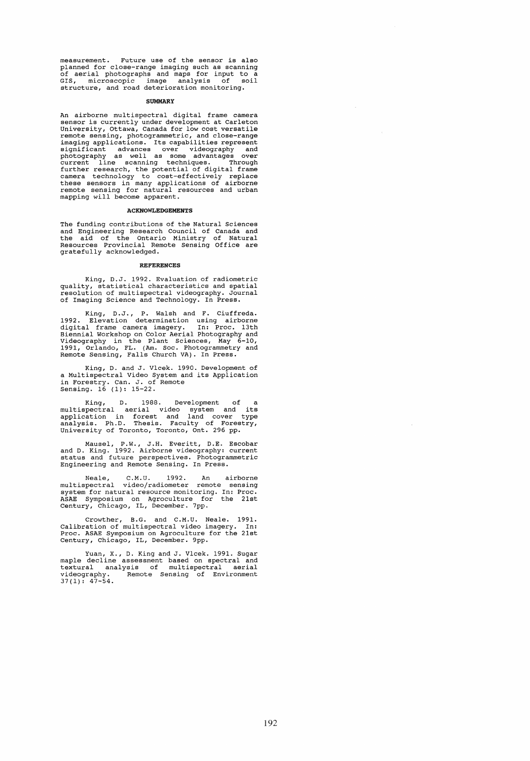measurement. Future use of the sensor is also planned for close-range imaging such as scanning of aerial photographs and maps for input to a GIS, microscopic image analysis of soil structure, and road deterioration monitoring.

## SUMMARY

An airborne multispectral digital frame camera sensor is currently under development at Carleton University, Ottawa, Canada for low cost versatile remote sensing, photogrammetric, and close-range imaging applications. Its capabilities represent significant advances over videography and photography as well as some advantages over current line scanning techniques. Through further research, the potential of digital frame camera technology to cost-effectively replace these sensors in many applications of airborne remote sensing for natural resources and urban mapping will become apparent.

## ACKNOWLEDGEMENTS

The funding contributions of the Natural Sciences and Engineering Research Council of Canada and the aid of the Ontario Ministry of Natural Resources Provincial Remote Sensing Office are gratefully acknowledged.

## REFERENCES

King, D.J. 1992. Evaluation of radiometric quality, statistical characteristics and spatial resolution of multispectral videography. Journal of Imaging Science and Technology. In Press.

King, D.J., P. Walsh and F. Ciuffreda. 1992. Elevation determination using airborne digital frame camera imagery. In: Proc. 13th Biennial Workshop on Color Aerial Photography and Videography in the Plant Sciences, May 6-10, 1991, Orlando, FL. (Am. Soc. Photogrammetry and Remote Sensing, Falls Church VA). In Press.

King, D. and J. Vlcek. 1990. Development of a Multispectral Video System and its Application in Forestry. Can. J. of Remote Sensing. 16 (1): 15-22.

King, D. 1988. Development of a multispectral aerial video system and its application in forest and land cover type analysis. Ph.D. Thesis. Faculty of Forestry, University of Toronto, Toronto, Ont. 296 pp.

Mausel, P.W., J.H. Everitt, D.E. Escobar and D. King. 1992. Airborne videography: current status and future perspectives. Photogrammetric Engineering and Remote Sensing. In Press.

Neale, C.M.U. 1992. An airborne multispectral video/radiometer remote sensing system for natural resource monitoring. In: Proc. ASAE Symposium on Agroculture for the 21st Century, Chicago, IL, December. 7pp.

Crowther, B.G. and C.M.U. Neale. 1991. Calibration of multispectral video imagery. In: Proc. ASAE Symposium on Agroculture for the 21st Century, Chicago, IL, December. 9pp.

Yuan, X., D. King and J. Vlcek. 1991. Sugar maple decline assessment based on spectral and textural analysis of multispectral aerial videography. Remote Sensing of Environment 37(1): 47-54.